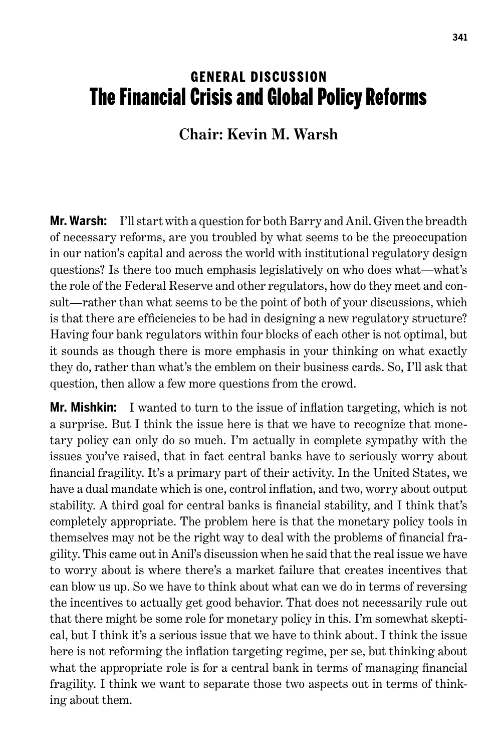# GENERAL DISCUSSION
# The Financial Crisis and Global Policy Reforms

## Chair: Kevin M. Warsh

**Mr. Warsh:** I'll start with a question for both Barry and Anil. Given the breadth of necessary reforms, are you troubled by what seems to be the preoccupation in our nation's capital and across the world with institutional regulatory design questions? Is there too much emphasis legislatively on who does what—what's the role of the Federal Reserve and other regulators, how do they meet and consult—rather than what seems to be the point of both of your discussions, which is that there are efficiencies to be had in designing a new regulatory structure? Having four bank regulators within four blocks of each other is not optimal, but it sounds as though there is more emphasis in your thinking on what exactly they do, rather than what's the emblem on their business cards. So, I'll ask that question, then allow a few more questions from the crowd.

**Mr. Mishkin:** I wanted to turn to the issue of inflation targeting, which is not a surprise. But I think the issue here is that we have to recognize that monetary policy can only do so much. I'm actually in complete sympathy with the issues you've raised, that in fact central banks have to seriously worry about financial fragility. It's a primary part of their activity. In the United States, we have a dual mandate which is one, control inflation, and two, worry about output stability. A third goal for central banks is financial stability, and I think that's completely appropriate. The problem here is that the monetary policy tools in themselves may not be the right way to deal with the problems of financial fragility. This came out in Anil's discussion when he said that the real issue we have to worry about is where there's a market failure that creates incentives that can blow us up. So we have to think about what can we do in terms of reversing the incentives to actually get good behavior. That does not necessarily rule out that there might be some role for monetary policy in this. I'm somewhat skeptical, but I think it's a serious issue that we have to think about. I think the issue here is not reforming the inflation targeting regime, per se, but thinking about what the appropriate role is for a central bank in terms of managing financial fragility. I think we want to separate those two aspects out in terms of thinking about them.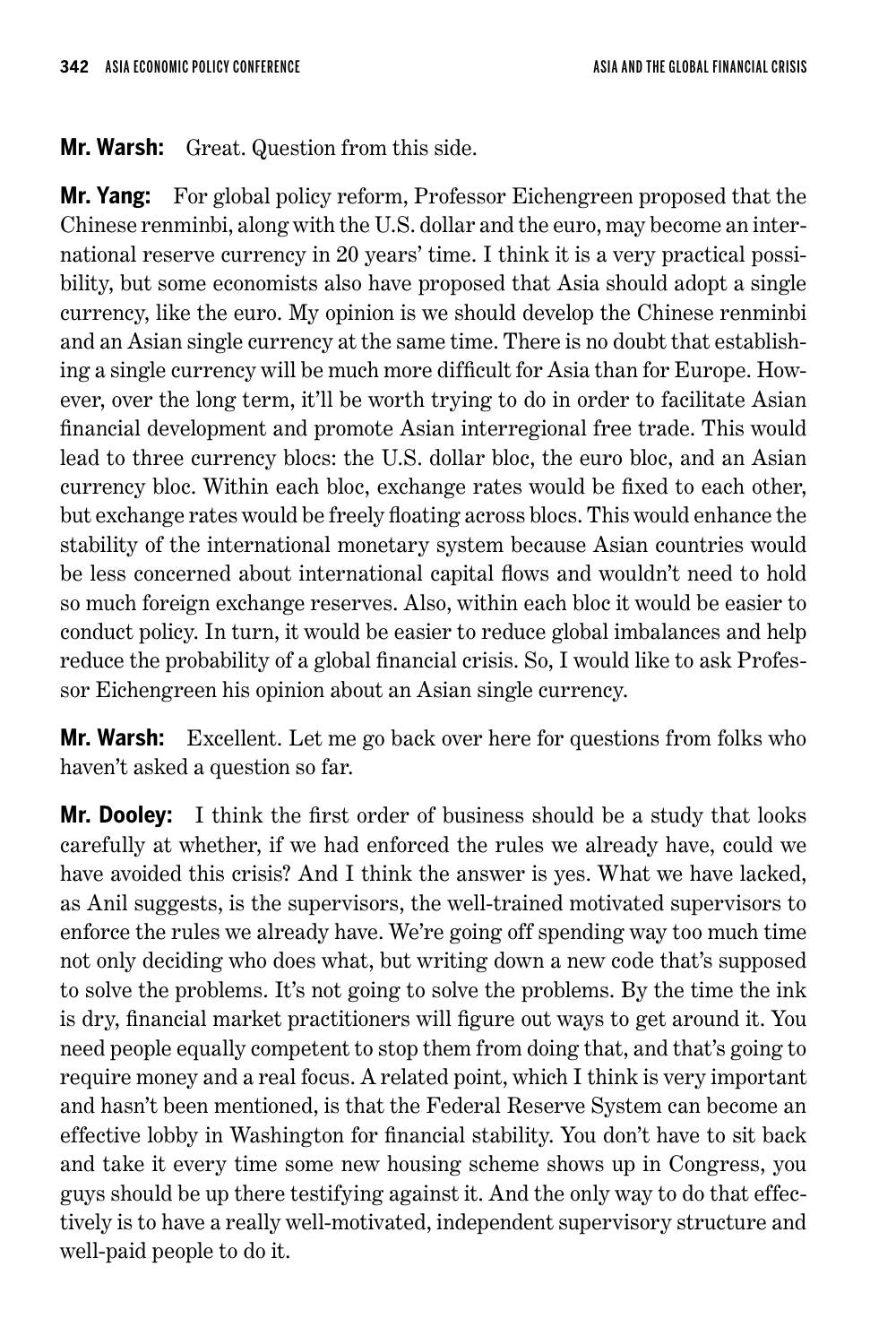**Mr. Warsh:** Great. Question from this side.

**Mr. Yang:** For global policy reform, Professor Eichengreen proposed that the Chinese renminbi, along with the U.S. dollar and the euro, may become an international reserve currency in 20 years' time. I think it is a very practical possibility, but some economists also have proposed that Asia should adopt a single currency, like the euro. My opinion is we should develop the Chinese renminbi and an Asian single currency at the same time. There is no doubt that establishing a single currency will be much more difficult for Asia than for Europe. However, over the long term, it'll be worth trying to do in order to facilitate Asian financial development and promote Asian interregional free trade. This would lead to three currency blocs: the U.S. dollar bloc, the euro bloc, and an Asian currency bloc. Within each bloc, exchange rates would be fixed to each other, but exchange rates would be freely floating across blocs. This would enhance the stability of the international monetary system because Asian countries would be less concerned about international capital flows and wouldn't need to hold so much foreign exchange reserves. Also, within each bloc it would be easier to conduct policy. In turn, it would be easier to reduce global imbalances and help reduce the probability of a global financial crisis. So, I would like to ask Professor Eichengreen his opinion about an Asian single currency.

**Mr. Warsh:** Excellent. Let me go back over here for questions from folks who haven't asked a question so far.

**Mr. Dooley:** I think the first order of business should be a study that looks carefully at whether, if we had enforced the rules we already have, could we have avoided this crisis? And I think the answer is yes. What we have lacked, as Anil suggests, is the supervisors, the well-trained motivated supervisors to enforce the rules we already have. We're going off spending way too much time not only deciding who does what, but writing down a new code that's supposed to solve the problems. It's not going to solve the problems. By the time the ink is dry, financial market practitioners will figure out ways to get around it. You need people equally competent to stop them from doing that, and that's going to require money and a real focus. A related point, which I think is very important and hasn't been mentioned, is that the Federal Reserve System can become an effective lobby in Washington for financial stability. You don't have to sit back and take it every time some new housing scheme shows up in Congress, you guys should be up there testifying against it. And the only way to do that effectively is to have a really well-motivated, independent supervisory structure and well-paid people to do it.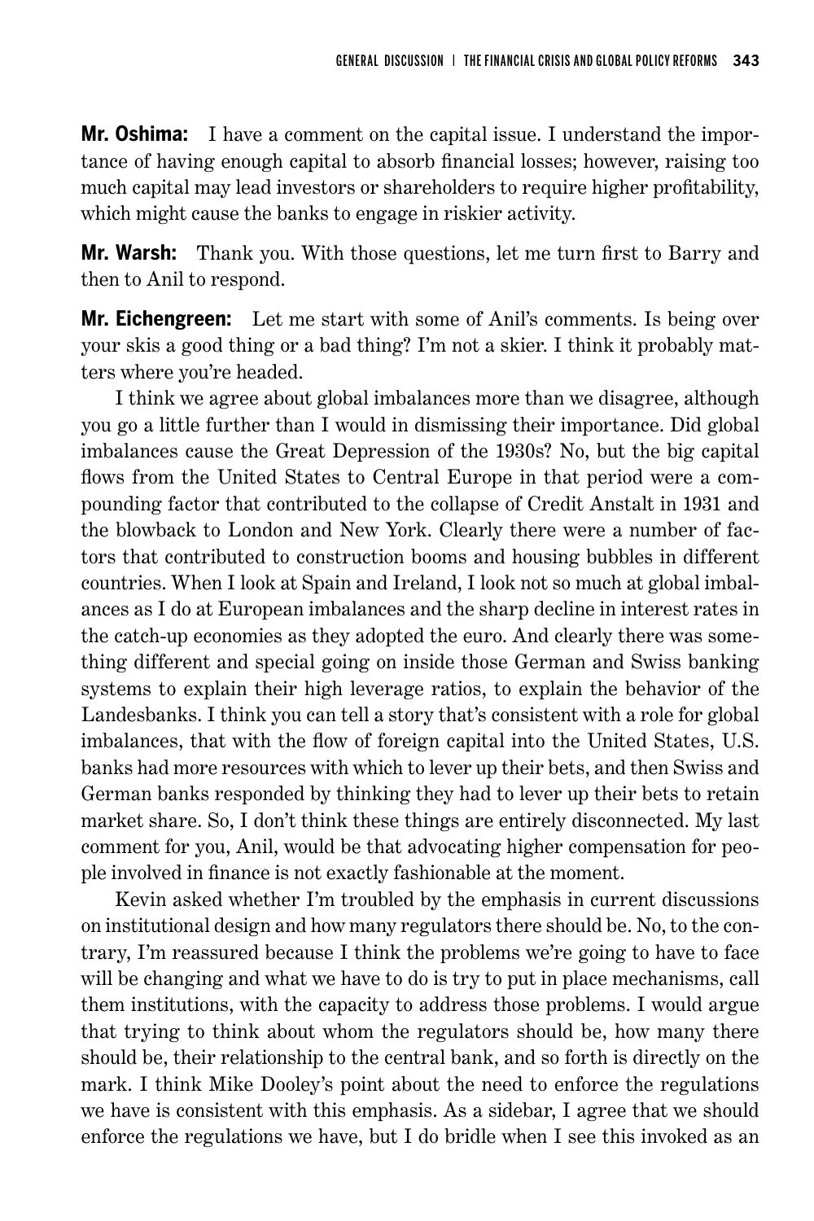**Mr. Oshima:** I have a comment on the capital issue. I understand the importance of having enough capital to absorb financial losses; however, raising too much capital may lead investors or shareholders to require higher profitability, which might cause the banks to engage in riskier activity.

**Mr. Warsh:** Thank you. With those questions, let me turn first to Barry and then to Anil to respond.

**Mr. Eichengreen:** Let me start with some of Anil's comments. Is being over your skis a good thing or a bad thing? I'm not a skier. I think it probably matters where you're headed.

I think we agree about global imbalances more than we disagree, although you go a little further than I would in dismissing their importance. Did global imbalances cause the Great Depression of the 1930s? No, but the big capital flows from the United States to Central Europe in that period were a compounding factor that contributed to the collapse of Credit Anstalt in 1931 and the blowback to London and New York. Clearly there were a number of factors that contributed to construction booms and housing bubbles in different countries. When I look at Spain and Ireland, I look not so much at global imbalances as I do at European imbalances and the sharp decline in interest rates in the catch-up economies as they adopted the euro. And clearly there was something different and special going on inside those German and Swiss banking systems to explain their high leverage ratios, to explain the behavior of the Landesbanks. I think you can tell a story that's consistent with a role for global imbalances, that with the flow of foreign capital into the United States, U.S. banks had more resources with which to lever up their bets, and then Swiss and German banks responded by thinking they had to lever up their bets to retain market share. So, I don't think these things are entirely disconnected. My last comment for you, Anil, would be that advocating higher compensation for people involved in finance is not exactly fashionable at the moment.

Kevin asked whether I'm troubled by the emphasis in current discussions on institutional design and how many regulators there should be. No, to the contrary, I'm reassured because I think the problems we're going to have to face will be changing and what we have to do is try to put in place mechanisms, call them institutions, with the capacity to address those problems. I would argue that trying to think about whom the regulators should be, how many there should be, their relationship to the central bank, and so forth is directly on the mark. I think Mike Dooley's point about the need to enforce the regulations we have is consistent with this emphasis. As a sidebar, I agree that we should enforce the regulations we have, but I do bridle when I see this invoked as an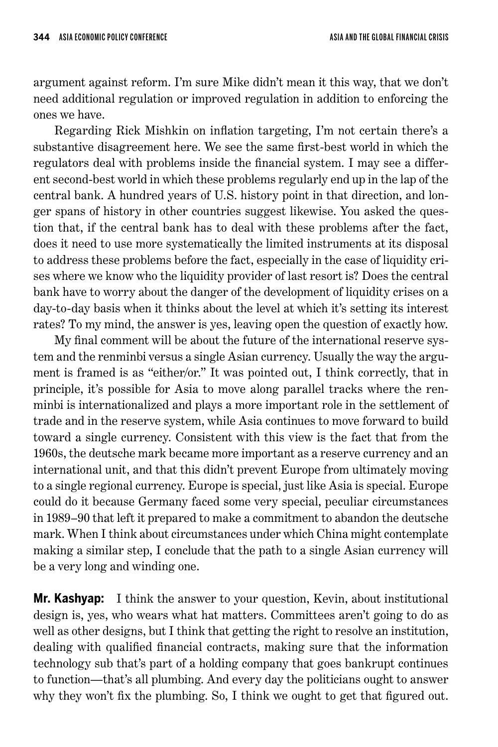argument against reform. I'm sure Mike didn't mean it this way, that we don't need additional regulation or improved regulation in addition to enforcing the ones we have.

Regarding Rick Mishkin on inflation targeting, I'm not certain there's a substantive disagreement here. We see the same first-best world in which the regulators deal with problems inside the financial system. I may see a different second-best world in which these problems regularly end up in the lap of the central bank. A hundred years of U.S. history point in that direction, and longer spans of history in other countries suggest likewise. You asked the question that, if the central bank has to deal with these problems after the fact, does it need to use more systematically the limited instruments at its disposal to address these problems before the fact, especially in the case of liquidity crises where we know who the liquidity provider of last resort is? Does the central bank have to worry about the danger of the development of liquidity crises on a day-to-day basis when it thinks about the level at which it's setting its interest rates? To my mind, the answer is yes, leaving open the question of exactly how.

My final comment will be about the future of the international reserve system and the renminbi versus a single Asian currency. Usually the way the argument is framed is as "either/or." It was pointed out, I think correctly, that in principle, it's possible for Asia to move along parallel tracks where the renminbi is internationalized and plays a more important role in the settlement of trade and in the reserve system, while Asia continues to move forward to build toward a single currency. Consistent with this view is the fact that from the 1960s, the deutsche mark became more important as a reserve currency and an international unit, and that this didn't prevent Europe from ultimately moving to a single regional currency. Europe is special, just like Asia is special. Europe could do it because Germany faced some very special, peculiar circumstances in 1989–90 that left it prepared to make a commitment to abandon the deutsche mark. When I think about circumstances under which China might contemplate making a similar step, I conclude that the path to a single Asian currency will be a very long and winding one.

**Mr. Kashyap:** I think the answer to your question, Kevin, about institutional design is, yes, who wears what hat matters. Committees aren't going to do as well as other designs, but I think that getting the right to resolve an institution, dealing with qualified financial contracts, making sure that the information technology sub that's part of a holding company that goes bankrupt continues to function—that's all plumbing. And every day the politicians ought to answer why they won't fix the plumbing. So, I think we ought to get that figured out.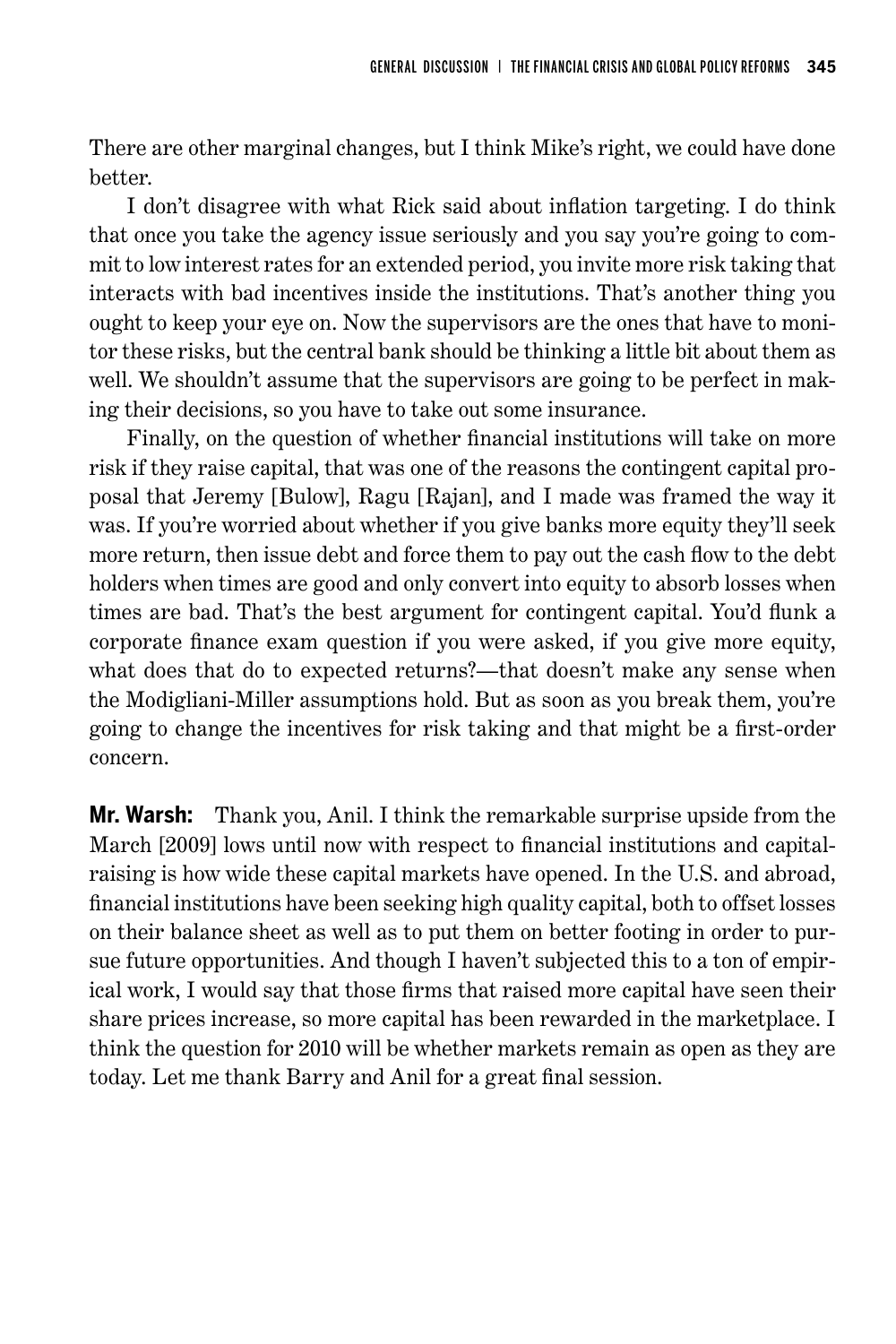There are other marginal changes, but I think Mike's right, we could have done better.

I don't disagree with what Rick said about inflation targeting. I do think that once you take the agency issue seriously and you say you're going to commit to low interest rates for an extended period, you invite more risk taking that interacts with bad incentives inside the institutions. That's another thing you ought to keep your eye on. Now the supervisors are the ones that have to monitor these risks, but the central bank should be thinking a little bit about them as well. We shouldn't assume that the supervisors are going to be perfect in making their decisions, so you have to take out some insurance.

Finally, on the question of whether financial institutions will take on more risk if they raise capital, that was one of the reasons the contingent capital proposal that Jeremy [Bulow], Ragu [Rajan], and I made was framed the way it was. If you're worried about whether if you give banks more equity they'll seek more return, then issue debt and force them to pay out the cash flow to the debt holders when times are good and only convert into equity to absorb losses when times are bad. That's the best argument for contingent capital. You'd flunk a corporate finance exam question if you were asked, if you give more equity, what does that do to expected returns?—that doesn't make any sense when the Modigliani-Miller assumptions hold. But as soon as you break them, you're going to change the incentives for risk taking and that might be a first-order concern.

**Mr. Warsh:** Thank you, Anil. I think the remarkable surprise upside from the March [2009] lows until now with respect to financial institutions and capital-raising is how wide these capital markets have opened. In the U.S. and abroad, financial institutions have been seeking high quality capital, both to offset losses on their balance sheet as well as to put them on better footing in order to pursue future opportunities. And though I haven't subjected this to a ton of empirical work, I would say that those firms that raised more capital have seen their share prices increase, so more capital has been rewarded in the marketplace. I think the question for 2010 will be whether markets remain as open as they are today. Let me thank Barry and Anil for a great final session.